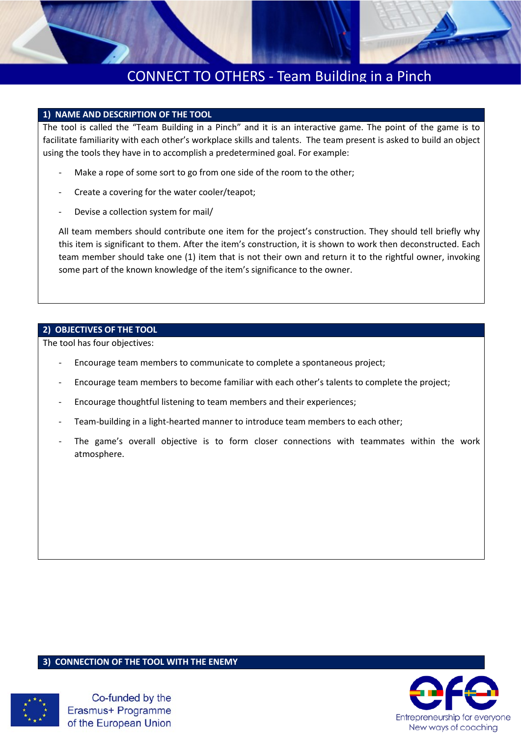# CONNECT TO OTHERS - Team Building in a Pinch

## 1) NAME AND DESCRIPTION OF THE TOOL

The tool is called the "Team Building in a Pinch" and it is an interactive game. The point of the game is to facilitate familiarity with each other's workplace skills and talents. The team present is asked to build an object using the tools they have in to accomplish a predetermined goal. For example:

- Make a rope of some sort to go from one side of the room to the other;
- Create a covering for the water cooler/teapot;
- Devise a collection system for mail/

All team members should contribute one item for the project's construction. They should tell briefly why this item is significant to them. After the item's construction, it is shown to work then deconstructed. Each team member should take one (1) item that is not their own and return it to the rightful owner, invoking some part of the known knowledge of the item's significance to the owner.

## 2) OBJECTIVES OF THE TOOL

The tool has four objectives:

- Encourage team members to communicate to complete a spontaneous project;
- Encourage team members to become familiar with each other's talents to complete the project;
- Encourage thoughtful listening to team members and their experiences;
- Team-building in a light-hearted manner to introduce team members to each other;
- The game's overall objective is to form closer connections with teammates within the work atmosphere.

## 3) CONNECTION OF THE TOOL WITH THE ENEMY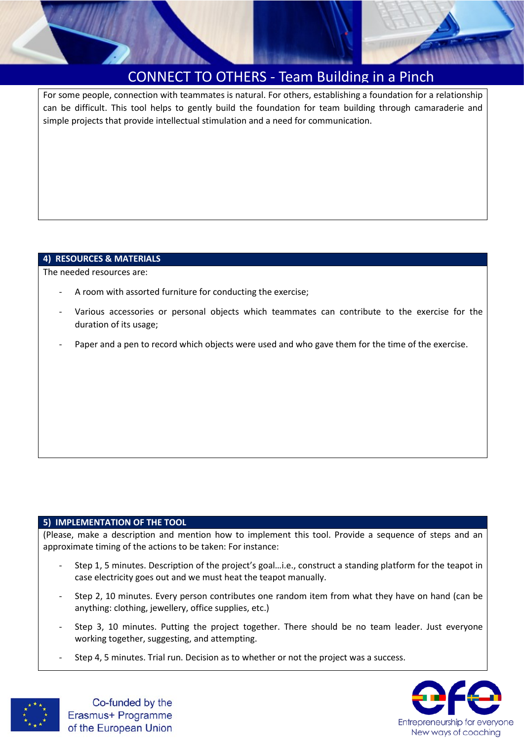# CONNECT TO OTHERS - Team Building in a Pinch

For some people, connection with teammates is natural. For others, establishing a foundation for a relationship can be difficult. This tool helps to gently build the foundation for team building through camaraderie and simple projects that provide intellectual stimulation and a need for communication.

## 4) RESOURCES & MATERIALS

The needed resources are:

- A room with assorted furniture for conducting the exercise;
- Various accessories or personal objects which teammates can contribute to the exercise for the duration of its usage;
- Paper and a pen to record which objects were used and who gave them for the time of the exercise.

## 5) IMPLEMENTATION OF THE TOOL

(Please, make a description and mention how to implement this tool. Provide a sequence of steps and an approximate timing of the actions to be taken: For instance:

- Step 1, 5 minutes. Description of the project's goal…i.e., construct a standing platform for the teapot in case electricity goes out and we must heat the teapot manually.
- Step 2, 10 minutes. Every person contributes one random item from what they have on hand (can be anything: clothing, jewellery, office supplies, etc.)
- Step 3, 10 minutes. Putting the project together. There should be no team leader. Just everyone working together, suggesting, and attempting.
- Step 4, 5 minutes. Trial run. Decision as to whether or not the project was a success.

Co-funded by the Erasmus+ Programme of the European Union

Entrepreneurship for everyone
New ways of coaching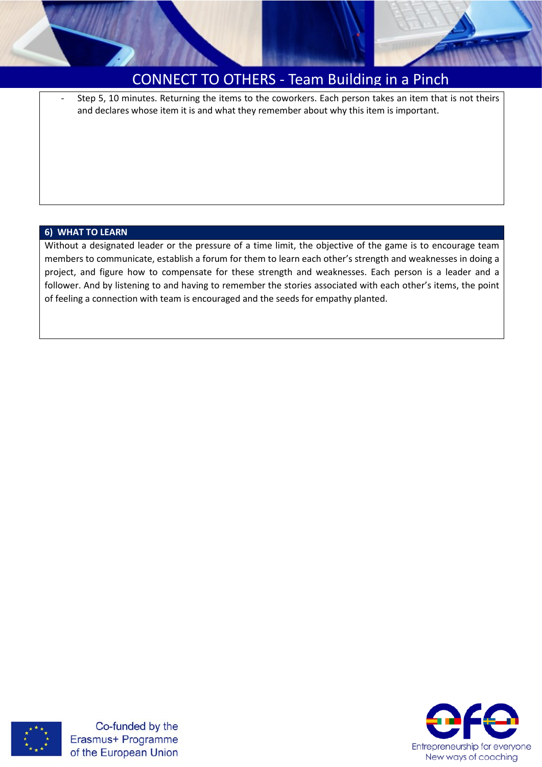- Step 5, 10 minutes. Returning the items to the coworkers. Each person takes an item that is not theirs and declares whose item it is and what they remember about why this item is important.

## 6) WHAT TO LEARN

Without a designated leader or the pressure of a time limit, the objective of the game is to encourage team members to communicate, establish a forum for them to learn each other's strength and weaknesses in doing a project, and figure how to compensate for these strength and weaknesses. Each person is a leader and a follower. And by listening to and having to remember the stories associated with each other's items, the point of feeling a connection with team is encouraged and the seeds for empathy planted.